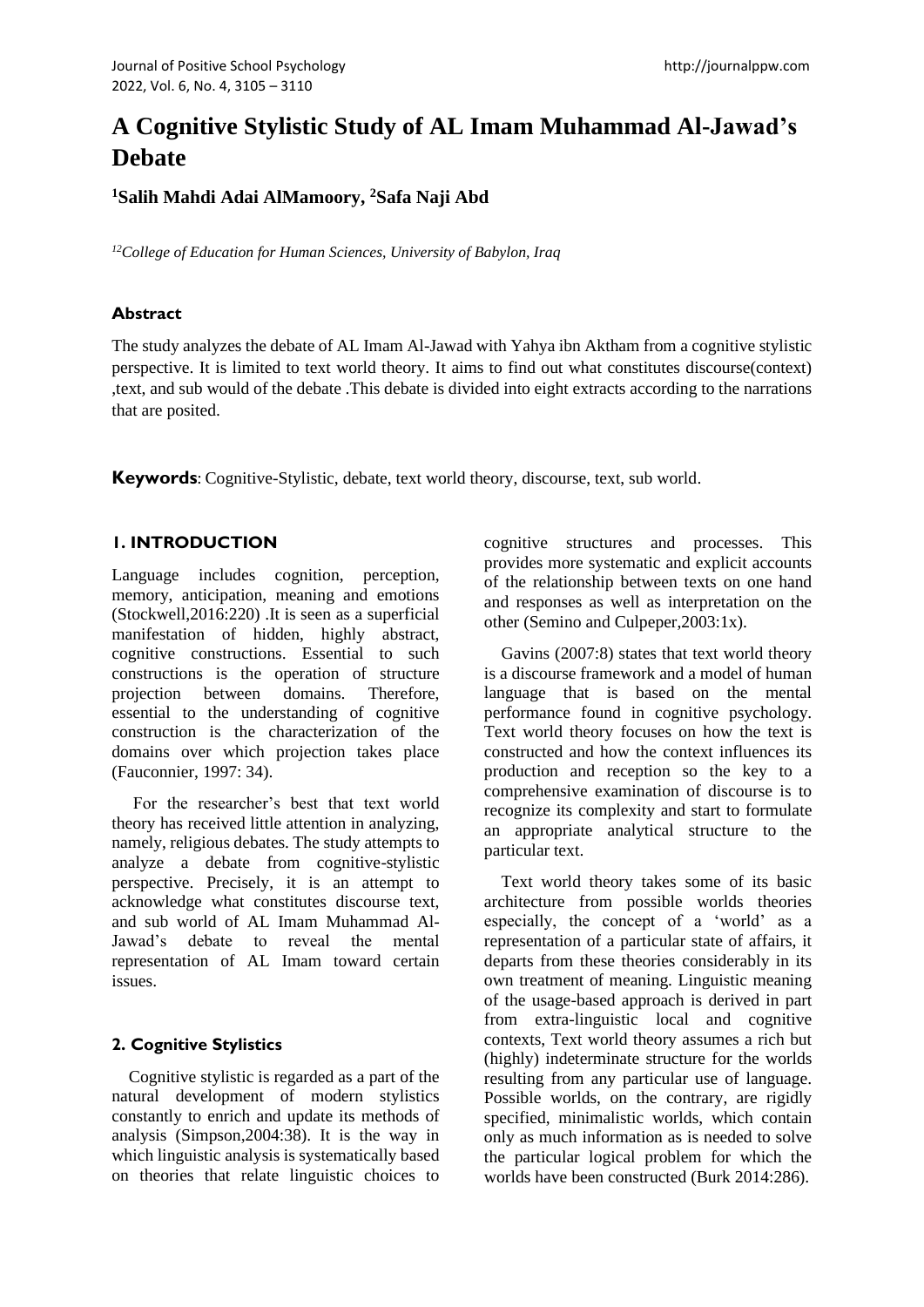# A Cognitive Stylistic Study of AL Imam Muhammad Al-Jawad's Debate

**[1]Salih Mahdi Adai AlMamoory, [2]Safa Naji Abd**

*[12]College of Education for Human Sciences, University of Babylon, Iraq*

## Abstract

The study analyzes the debate of AL Imam Al-Jawad with Yahya ibn Aktham from a cognitive stylistic perspective. It is limited to text world theory. It aims to find out what constitutes discourse(context) ,text, and sub would of the debate .This debate is divided into eight extracts according to the narrations that are posited.

**Keywords**: Cognitive-Stylistic, debate, text world theory, discourse, text, sub world.

## 1. INTRODUCTION

Language includes cognition, perception, memory, anticipation, meaning and emotions (Stockwell,2016:220) .It is seen as a superficial manifestation of hidden, highly abstract, cognitive constructions. Essential to such constructions is the operation of structure projection between domains. Therefore, essential to the understanding of cognitive construction is the characterization of the domains over which projection takes place (Fauconnier, 1997: 34).

For the researcher's best that text world theory has received little attention in analyzing, namely, religious debates. The study attempts to analyze a debate from cognitive-stylistic perspective. Precisely, it is an attempt to acknowledge what constitutes discourse text, and sub world of AL Imam Muhammad Al-Jawad's debate to reveal the mental representation of AL Imam toward certain issues.

## 2. Cognitive Stylistics

Cognitive stylistic is regarded as a part of the natural development of modern stylistics constantly to enrich and update its methods of analysis (Simpson,2004:38). It is the way in which linguistic analysis is systematically based on theories that relate linguistic choices to cognitive structures and processes. This provides more systematic and explicit accounts of the relationship between texts on one hand and responses as well as interpretation on the other (Semino and Culpeper,2003:1x).

Gavins (2007:8) states that text world theory is a discourse framework and a model of human language that is based on the mental performance found in cognitive psychology. Text world theory focuses on how the text is constructed and how the context influences its production and reception so the key to a comprehensive examination of discourse is to recognize its complexity and start to formulate an appropriate analytical structure to the particular text.

Text world theory takes some of its basic architecture from possible worlds theories especially, the concept of a 'world' as a representation of a particular state of affairs, it departs from these theories considerably in its own treatment of meaning. Linguistic meaning of the usage-based approach is derived in part from extra-linguistic local and cognitive contexts, Text world theory assumes a rich but (highly) indeterminate structure for the worlds resulting from any particular use of language. Possible worlds, on the contrary, are rigidly specified, minimalistic worlds, which contain only as much information as is needed to solve the particular logical problem for which the worlds have been constructed (Burk 2014:286).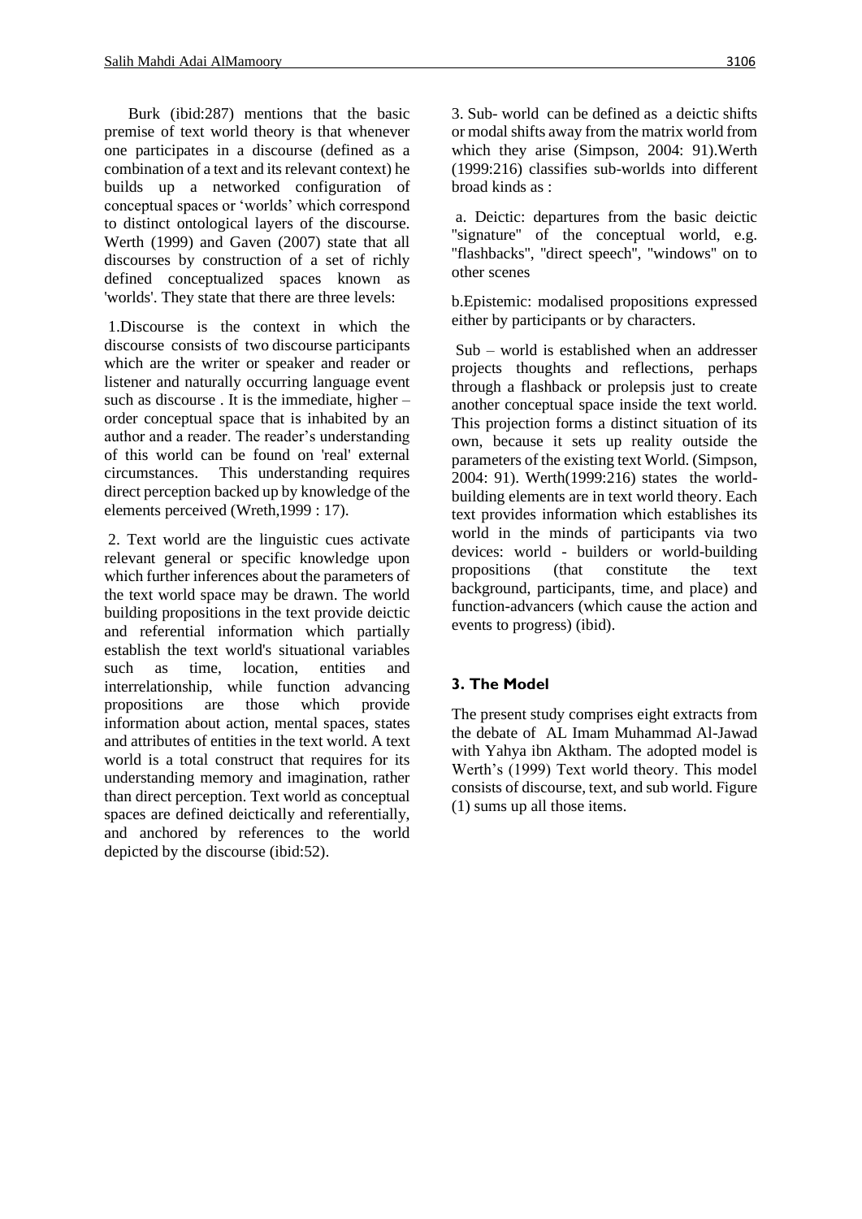Burk (ibid:287) mentions that the basic premise of text world theory is that whenever one participates in a discourse (defined as a combination of a text and its relevant context) he builds up a networked configuration of conceptual spaces or 'worlds' which correspond to distinct ontological layers of the discourse. Werth (1999) and Gaven (2007) state that all discourses by construction of a set of richly defined conceptualized spaces known as 'worlds'. They state that there are three levels:

1.Discourse is the context in which the discourse consists of two discourse participants which are the writer or speaker and reader or listener and naturally occurring language event such as discourse . It is the immediate, higher – order conceptual space that is inhabited by an author and a reader. The reader's understanding of this world can be found on 'real' external circumstances. This understanding requires direct perception backed up by knowledge of the elements perceived (Wreth,1999 : 17).

2. Text world are the linguistic cues activate relevant general or specific knowledge upon which further inferences about the parameters of the text world space may be drawn. The world building propositions in the text provide deictic and referential information which partially establish the text world's situational variables such as time, location, entities and interrelationship, while function advancing propositions are those which provide information about action, mental spaces, states and attributes of entities in the text world. A text world is a total construct that requires for its understanding memory and imagination, rather than direct perception. Text world as conceptual spaces are defined deictically and referentially, and anchored by references to the world depicted by the discourse (ibid:52).

3. Sub- world can be defined as a deictic shifts or modal shifts away from the matrix world from which they arise (Simpson, 2004: 91).Werth (1999:216) classifies sub-worlds into different broad kinds as :

a. Deictic: departures from the basic deictic "signature" of the conceptual world, e.g. "flashbacks", "direct speech", "windows" on to other scenes

b.Epistemic: modalised propositions expressed either by participants or by characters.

Sub – world is established when an addresser projects thoughts and reflections, perhaps through a flashback or prolepsis just to create another conceptual space inside the text world. This projection forms a distinct situation of its own, because it sets up reality outside the parameters of the existing text World. (Simpson, 2004: 91). Werth(1999:216) states the world-building elements are in text world theory. Each text provides information which establishes its world in the minds of participants via two devices: world - builders or world-building propositions (that constitute the text background, participants, time, and place) and function-advancers (which cause the action and events to progress) (ibid).

## 3. The Model

The present study comprises eight extracts from the debate of AL Imam Muhammad Al-Jawad with Yahya ibn Aktham. The adopted model is Werth's (1999) Text world theory. This model consists of discourse, text, and sub world. Figure (1) sums up all those items.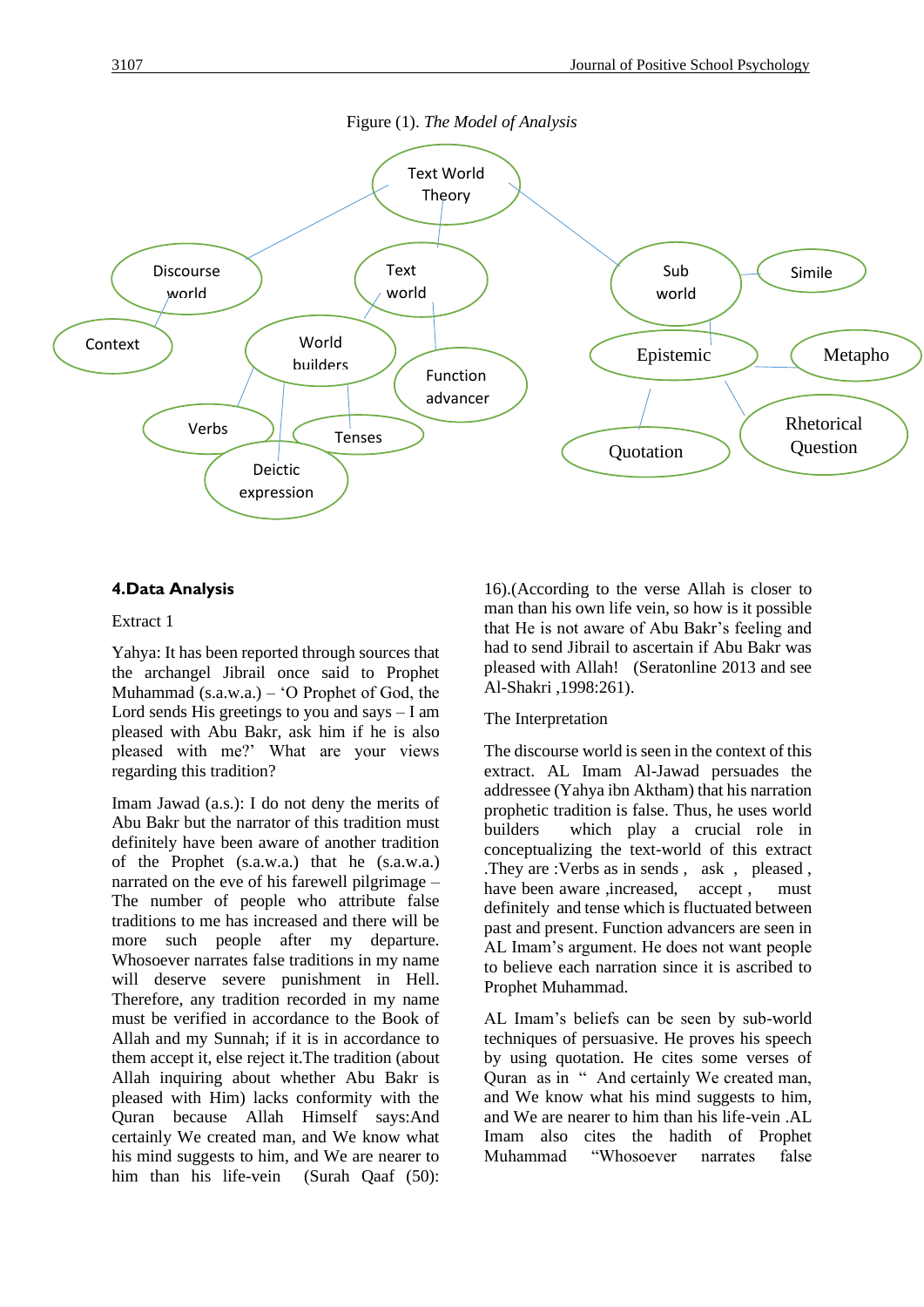Figure (1). *The Model of Analysis*

Text World Theory

Discourse world

Text world

Sub world

Simile

Context

World builders

Function advancer

Epistemic

Metapho

Verbs

Tenses

Deictic expression

Quotation

Rhetorical Question

## 4.Data Analysis

Extract 1

Yahya: It has been reported through sources that the archangel Jibrail once said to Prophet Muhammad (s.a.w.a.) – 'O Prophet of God, the Lord sends His greetings to you and says – I am pleased with Abu Bakr, ask him if he is also pleased with me?' What are your views regarding this tradition?

Imam Jawad (a.s.): I do not deny the merits of Abu Bakr but the narrator of this tradition must definitely have been aware of another tradition of the Prophet (s.a.w.a.) that he (s.a.w.a.) narrated on the eve of his farewell pilgrimage – The number of people who attribute false traditions to me has increased and there will be more such people after my departure. Whosoever narrates false traditions in my name will deserve severe punishment in Hell. Therefore, any tradition recorded in my name must be verified in accordance to the Book of Allah and my Sunnah; if it is in accordance to them accept it, else reject it.The tradition (about Allah inquiring about whether Abu Bakr is pleased with Him) lacks conformity with the Quran because Allah Himself says:And certainly We created man, and We know what his mind suggests to him, and We are nearer to him than his life-vein (Surah Qaaf (50): 16).(According to the verse Allah is closer to man than his own life vein, so how is it possible that He is not aware of Abu Bakr's feeling and had to send Jibrail to ascertain if Abu Bakr was pleased with Allah! (Seratonline 2013 and see Al-Shakri ,1998:261).

The Interpretation

The discourse world is seen in the context of this extract. AL Imam Al-Jawad persuades the addressee (Yahya ibn Aktham) that his narration prophetic tradition is false. Thus, he uses world builders which play a crucial role in conceptualizing the text-world of this extract .They are :Verbs as in sends , ask , pleased , have been aware ,increased, accept , must definitely and tense which is fluctuated between past and present. Function advancers are seen in AL Imam's argument. He does not want people to believe each narration since it is ascribed to Prophet Muhammad.

AL Imam's beliefs can be seen by sub-world techniques of persuasive. He proves his speech by using quotation. He cites some verses of Quran as in " And certainly We created man, and We know what his mind suggests to him, and We are nearer to him than his life-vein .AL Imam also cites the hadith of Prophet Muhammad "Whosoever narrates false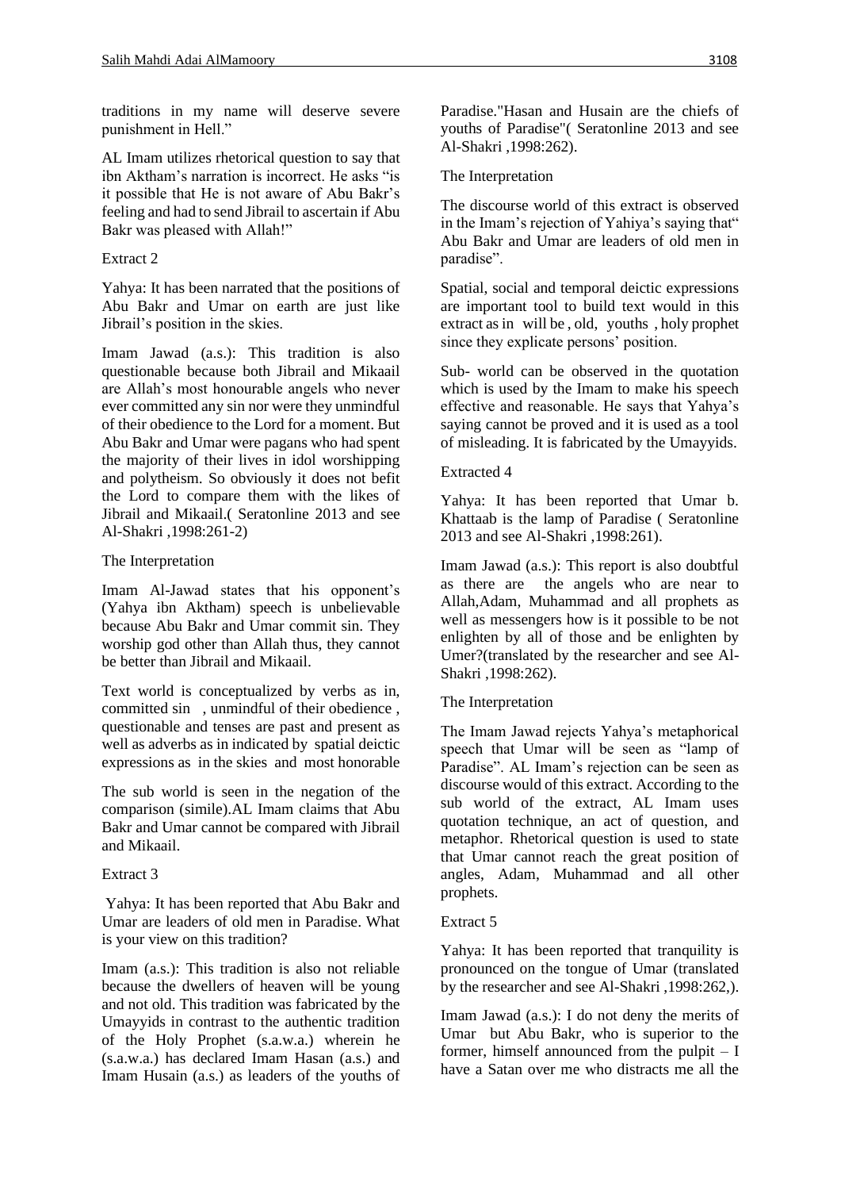traditions in my name will deserve severe punishment in Hell."

AL Imam utilizes rhetorical question to say that ibn Aktham's narration is incorrect. He asks "is it possible that He is not aware of Abu Bakr's feeling and had to send Jibrail to ascertain if Abu Bakr was pleased with Allah!"

Extract 2

Yahya: It has been narrated that the positions of Abu Bakr and Umar on earth are just like Jibrail's position in the skies.

Imam Jawad (a.s.): This tradition is also questionable because both Jibrail and Mikaail are Allah's most honourable angels who never ever committed any sin nor were they unmindful of their obedience to the Lord for a moment. But Abu Bakr and Umar were pagans who had spent the majority of their lives in idol worshipping and polytheism. So obviously it does not befit the Lord to compare them with the likes of Jibrail and Mikaail.( Seratonline 2013 and see Al-Shakri ,1998:261-2)

The Interpretation

Imam Al-Jawad states that his opponent's (Yahya ibn Aktham) speech is unbelievable because Abu Bakr and Umar commit sin. They worship god other than Allah thus, they cannot be better than Jibrail and Mikaail.

Text world is conceptualized by verbs as in, committed sin , unmindful of their obedience , questionable and tenses are past and present as well as adverbs as in indicated by spatial deictic expressions as in the skies and most honorable

The sub world is seen in the negation of the comparison (simile).AL Imam claims that Abu Bakr and Umar cannot be compared with Jibrail and Mikaail.

Extract 3

Yahya: It has been reported that Abu Bakr and Umar are leaders of old men in Paradise. What is your view on this tradition?

Imam (a.s.): This tradition is also not reliable because the dwellers of heaven will be young and not old. This tradition was fabricated by the Umayyids in contrast to the authentic tradition of the Holy Prophet (s.a.w.a.) wherein he (s.a.w.a.) has declared Imam Hasan (a.s.) and Imam Husain (a.s.) as leaders of the youths of Paradise."Hasan and Husain are the chiefs of youths of Paradise"( Seratonline 2013 and see Al-Shakri ,1998:262).

The Interpretation

The discourse world of this extract is observed in the Imam's rejection of Yahiya's saying that" Abu Bakr and Umar are leaders of old men in paradise".

Spatial, social and temporal deictic expressions are important tool to build text would in this extract as in will be , old, youths , holy prophet since they explicate persons' position.

Sub- world can be observed in the quotation which is used by the Imam to make his speech effective and reasonable. He says that Yahya's saying cannot be proved and it is used as a tool of misleading. It is fabricated by the Umayyids.

Extracted 4

Yahya: It has been reported that Umar b. Khattaab is the lamp of Paradise ( Seratonline 2013 and see Al-Shakri ,1998:261).

Imam Jawad (a.s.): This report is also doubtful as there are the angels who are near to Allah,Adam, Muhammad and all prophets as well as messengers how is it possible to be not enlighten by all of those and be enlighten by Umer?(translated by the researcher and see Al-Shakri ,1998:262).

The Interpretation

The Imam Jawad rejects Yahya's metaphorical speech that Umar will be seen as "lamp of Paradise". AL Imam's rejection can be seen as discourse would of this extract. According to the sub world of the extract, AL Imam uses quotation technique, an act of question, and metaphor. Rhetorical question is used to state that Umar cannot reach the great position of angles, Adam, Muhammad and all other prophets.

Extract 5

Yahya: It has been reported that tranquility is pronounced on the tongue of Umar (translated by the researcher and see Al-Shakri ,1998:262,).

Imam Jawad (a.s.): I do not deny the merits of Umar but Abu Bakr, who is superior to the former, himself announced from the pulpit – I have a Satan over me who distracts me all the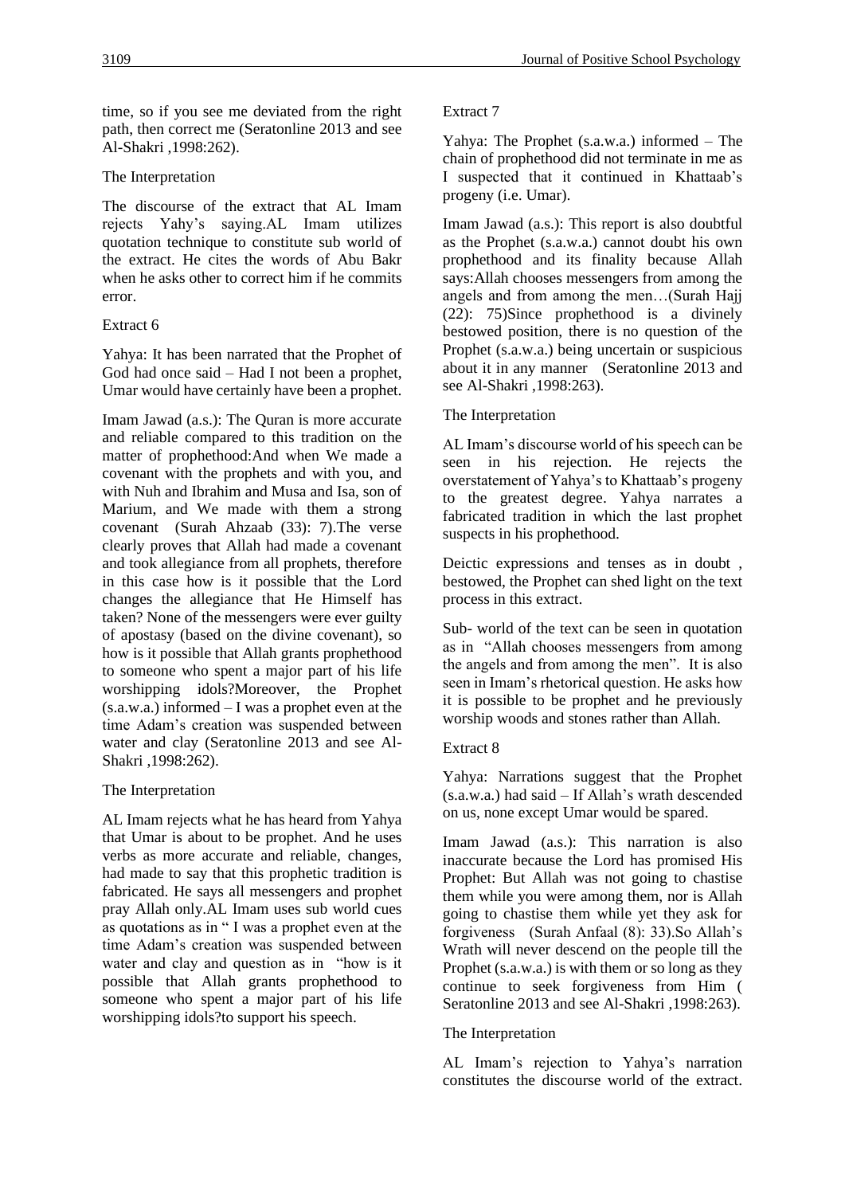time, so if you see me deviated from the right path, then correct me (Seratonline 2013 and see Al-Shakri ,1998:262).

The Interpretation

The discourse of the extract that AL Imam rejects Yahy's saying.AL Imam utilizes quotation technique to constitute sub world of the extract. He cites the words of Abu Bakr when he asks other to correct him if he commits error.

Extract 6

Yahya: It has been narrated that the Prophet of God had once said – Had I not been a prophet, Umar would have certainly have been a prophet.

Imam Jawad (a.s.): The Quran is more accurate and reliable compared to this tradition on the matter of prophethood:And when We made a covenant with the prophets and with you, and with Nuh and Ibrahim and Musa and Isa, son of Marium, and We made with them a strong covenant (Surah Ahzaab (33): 7).The verse clearly proves that Allah had made a covenant and took allegiance from all prophets, therefore in this case how is it possible that the Lord changes the allegiance that He Himself has taken? None of the messengers were ever guilty of apostasy (based on the divine covenant), so how is it possible that Allah grants prophethood to someone who spent a major part of his life worshipping idols?Moreover, the Prophet (s.a.w.a.) informed – I was a prophet even at the time Adam's creation was suspended between water and clay (Seratonline 2013 and see Al-Shakri ,1998:262).

The Interpretation

AL Imam rejects what he has heard from Yahya that Umar is about to be prophet. And he uses verbs as more accurate and reliable, changes, had made to say that this prophetic tradition is fabricated. He says all messengers and prophet pray Allah only.AL Imam uses sub world cues as quotations as in " I was a prophet even at the time Adam's creation was suspended between water and clay and question as in "how is it possible that Allah grants prophethood to someone who spent a major part of his life worshipping idols?to support his speech.

Extract 7

Yahya: The Prophet (s.a.w.a.) informed – The chain of prophethood did not terminate in me as I suspected that it continued in Khattaab's progeny (i.e. Umar).

Imam Jawad (a.s.): This report is also doubtful as the Prophet (s.a.w.a.) cannot doubt his own prophethood and its finality because Allah says:Allah chooses messengers from among the angels and from among the men…(Surah Hajj (22): 75)Since prophethood is a divinely bestowed position, there is no question of the Prophet (s.a.w.a.) being uncertain or suspicious about it in any manner (Seratonline 2013 and see Al-Shakri ,1998:263).

The Interpretation

AL Imam's discourse world of his speech can be seen in his rejection. He rejects the overstatement of Yahya's to Khattaab's progeny to the greatest degree. Yahya narrates a fabricated tradition in which the last prophet suspects in his prophethood.

Deictic expressions and tenses as in doubt , bestowed, the Prophet can shed light on the text process in this extract.

Sub- world of the text can be seen in quotation as in "Allah chooses messengers from among the angels and from among the men". It is also seen in Imam's rhetorical question. He asks how it is possible to be prophet and he previously worship woods and stones rather than Allah.

Extract 8

Yahya: Narrations suggest that the Prophet (s.a.w.a.) had said – If Allah's wrath descended on us, none except Umar would be spared.

Imam Jawad (a.s.): This narration is also inaccurate because the Lord has promised His Prophet: But Allah was not going to chastise them while you were among them, nor is Allah going to chastise them while yet they ask for forgiveness (Surah Anfaal (8): 33).So Allah's Wrath will never descend on the people till the Prophet (s.a.w.a.) is with them or so long as they continue to seek forgiveness from Him ( Seratonline 2013 and see Al-Shakri ,1998:263).

The Interpretation

AL Imam's rejection to Yahya's narration constitutes the discourse world of the extract.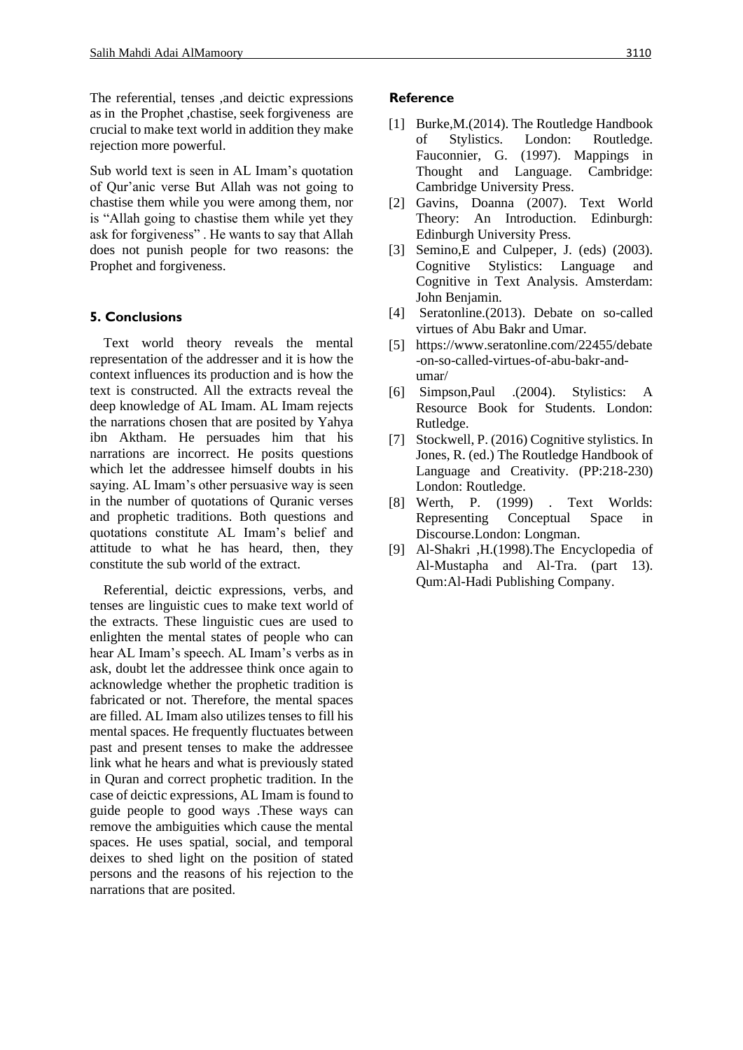The referential, tenses ,and deictic expressions as in the Prophet ,chastise, seek forgiveness are crucial to make text world in addition they make rejection more powerful.

Sub world text is seen in AL Imam's quotation of Qur'anic verse But Allah was not going to chastise them while you were among them, nor is "Allah going to chastise them while yet they ask for forgiveness" . He wants to say that Allah does not punish people for two reasons: the Prophet and forgiveness.

## 5. Conclusions

Text world theory reveals the mental representation of the addresser and it is how the context influences its production and is how the text is constructed. All the extracts reveal the deep knowledge of AL Imam. AL Imam rejects the narrations chosen that are posited by Yahya ibn Aktham. He persuades him that his narrations are incorrect. He posits questions which let the addressee himself doubts in his saying. AL Imam's other persuasive way is seen in the number of quotations of Quranic verses and prophetic traditions. Both questions and quotations constitute AL Imam's belief and attitude to what he has heard, then, they constitute the sub world of the extract.

Referential, deictic expressions, verbs, and tenses are linguistic cues to make text world of the extracts. These linguistic cues are used to enlighten the mental states of people who can hear AL Imam's speech. AL Imam's verbs as in ask, doubt let the addressee think once again to acknowledge whether the prophetic tradition is fabricated or not. Therefore, the mental spaces are filled. AL Imam also utilizes tenses to fill his mental spaces. He frequently fluctuates between past and present tenses to make the addressee link what he hears and what is previously stated in Quran and correct prophetic tradition. In the case of deictic expressions, AL Imam is found to guide people to good ways .These ways can remove the ambiguities which cause the mental spaces. He uses spatial, social, and temporal deixes to shed light on the position of stated persons and the reasons of his rejection to the narrations that are posited.

## Reference

[1] Burke,M.(2014). The Routledge Handbook of Stylistics. London: Routledge. Fauconnier, G. (1997). Mappings in Thought and Language. Cambridge: Cambridge University Press.

[2] Gavins, Doanna (2007). Text World Theory: An Introduction. Edinburgh: Edinburgh University Press.

[3] Semino,E and Culpeper, J. (eds) (2003). Cognitive Stylistics: Language and Cognitive in Text Analysis. Amsterdam: John Benjamin.

[4] Seratonline.(2013). Debate on so-called virtues of Abu Bakr and Umar.

[5] https://www.seratonline.com/22455/debate-on-so-called-virtues-of-abu-bakr-and-umar/

[6] Simpson,Paul .(2004). Stylistics: A Resource Book for Students. London: Rutledge.

[7] Stockwell, P. (2016) Cognitive stylistics. In Jones, R. (ed.) The Routledge Handbook of Language and Creativity. (PP:218-230) London: Routledge.

[8] Werth, P. (1999) . Text Worlds: Representing Conceptual Space in Discourse.London: Longman.

[9] Al-Shakri ,H.(1998).The Encyclopedia of Al-Mustapha and Al-Tra. (part 13). Qum:Al-Hadi Publishing Company.